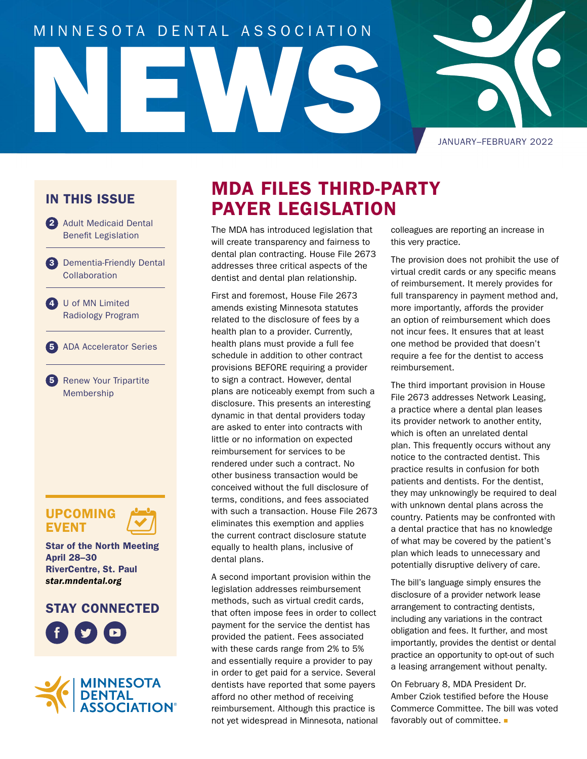MINNESOTA DENTAL ASSOCIATION

# NEWS

JANUARY–FEBRUARY 2022

## IN THIS ISSUE

- 2 Adult Medicaid Dental Benefit Legislation
- 3 Dementia-Friendly Dental Collaboration
- 4 U of MN Limited Radiology Program
- 5 ADA Accelerator Series
- 5 Renew Your Tripartite Membership

## UPCOMING EVENT

**Star of the North Meeting**
**April 28–30**
**RiverCentre, St. Paul**
***star.mndental.org***

## STAY CONNECTED

# MDA FILES THIRD-PARTY PAYER LEGISLATION

The MDA has introduced legislation that will create transparency and fairness to dental plan contracting. House File 2673 addresses three critical aspects of the dentist and dental plan relationship.

First and foremost, House File 2673 amends existing Minnesota statutes related to the disclosure of fees by a health plan to a provider. Currently, health plans must provide a full fee schedule in addition to other contract provisions BEFORE requiring a provider to sign a contract. However, dental plans are noticeably exempt from such a disclosure. This presents an interesting dynamic in that dental providers today are asked to enter into contracts with little or no information on expected reimbursement for services to be rendered under such a contract. No other business transaction would be conceived without the full disclosure of terms, conditions, and fees associated with such a transaction. House File 2673 eliminates this exemption and applies the current contract disclosure statute equally to health plans, inclusive of dental plans.

A second important provision within the legislation addresses reimbursement methods, such as virtual credit cards, that often impose fees in order to collect payment for the service the dentist has provided the patient. Fees associated with these cards range from 2% to 5% and essentially require a provider to pay in order to get paid for a service. Several dentists have reported that some payers afford no other method of receiving reimbursement. Although this practice is not yet widespread in Minnesota, national colleagues are reporting an increase in this very practice.

The provision does not prohibit the use of virtual credit cards or any specific means of reimbursement. It merely provides for full transparency in payment method and, more importantly, affords the provider an option of reimbursement which does not incur fees. It ensures that at least one method be provided that doesn't require a fee for the dentist to access reimbursement.

The third important provision in House File 2673 addresses Network Leasing, a practice where a dental plan leases its provider network to another entity, which is often an unrelated dental plan. This frequently occurs without any notice to the contracted dentist. This practice results in confusion for both patients and dentists. For the dentist, they may unknowingly be required to deal with unknown dental plans across the country. Patients may be confronted with a dental practice that has no knowledge of what may be covered by the patient's plan which leads to unnecessary and potentially disruptive delivery of care.

The bill's language simply ensures the disclosure of a provider network lease arrangement to contracting dentists, including any variations in the contract obligation and fees. It further, and most importantly, provides the dentist or dental practice an opportunity to opt-out of such a leasing arrangement without penalty.

On February 8, MDA President Dr. Amber Cziok testified before the House Commerce Committee. The bill was voted favorably out of committee. ■

MINNESOTA DENTAL ASSOCIATION®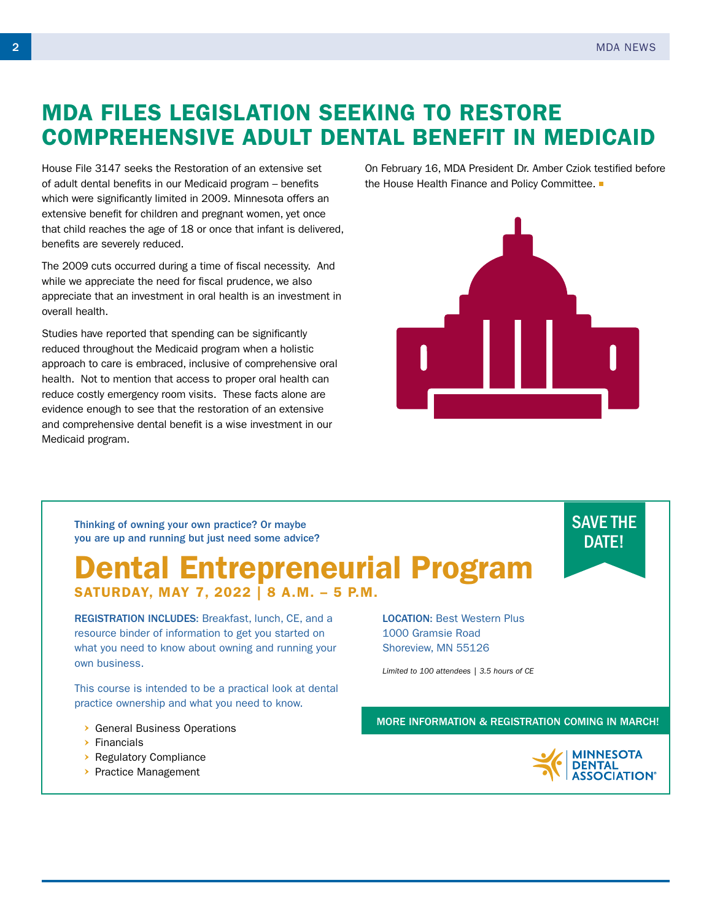# MDA FILES LEGISLATION SEEKING TO RESTORE COMPREHENSIVE ADULT DENTAL BENEFIT IN MEDICAID

House File 3147 seeks the Restoration of an extensive set of adult dental benefits in our Medicaid program – benefits which were significantly limited in 2009. Minnesota offers an extensive benefit for children and pregnant women, yet once that child reaches the age of 18 or once that infant is delivered, benefits are severely reduced.

The 2009 cuts occurred during a time of fiscal necessity. And while we appreciate the need for fiscal prudence, we also appreciate that an investment in oral health is an investment in overall health.

Studies have reported that spending can be significantly reduced throughout the Medicaid program when a holistic approach to care is embraced, inclusive of comprehensive oral health. Not to mention that access to proper oral health can reduce costly emergency room visits. These facts alone are evidence enough to see that the restoration of an extensive and comprehensive dental benefit is a wise investment in our Medicaid program.

On February 16, MDA President Dr. Amber Cziok testified before the House Health Finance and Policy Committee.

---

**Thinking of owning your own practice? Or maybe you are up and running but just need some advice?**

**SAVE THE DATE!**

## Dental Entrepreneurial Program

**SATURDAY, MAY 7, 2022 | 8 A.M. – 5 P.M.**

**REGISTRATION INCLUDES:** Breakfast, lunch, CE, and a resource binder of information to get you started on what you need to know about owning and running your own business.

This course is intended to be a practical look at dental practice ownership and what you need to know.

- General Business Operations
- Financials
- Regulatory Compliance
- Practice Management

**LOCATION:** Best Western Plus
1000 Gramsie Road
Shoreview, MN 55126

*Limited to 100 attendees | 3.5 hours of CE*

**MORE INFORMATION & REGISTRATION COMING IN MARCH!**

MINNESOTA DENTAL ASSOCIATION®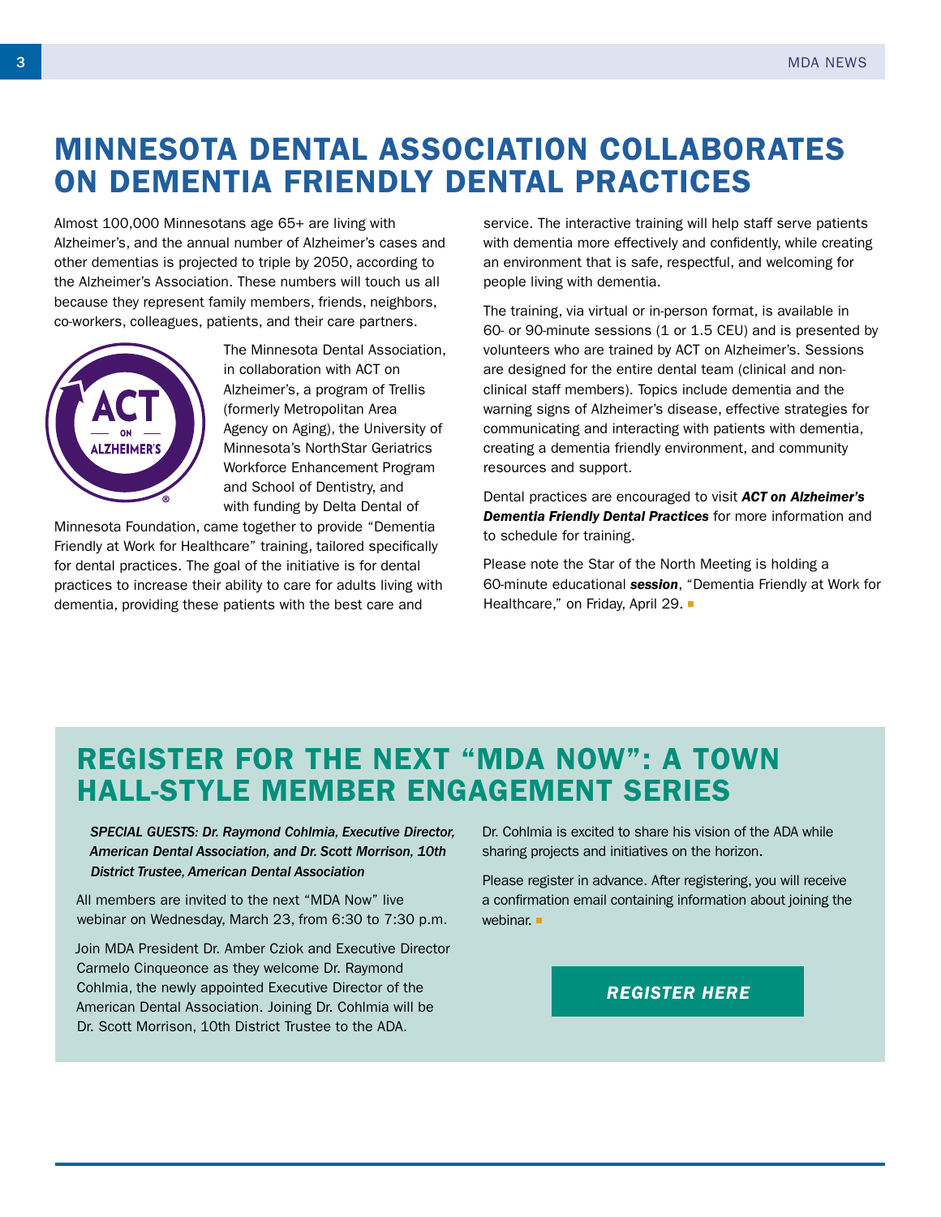# MINNESOTA DENTAL ASSOCIATION COLLABORATES ON DEMENTIA FRIENDLY DENTAL PRACTICES

Almost 100,000 Minnesotans age 65+ are living with Alzheimer's, and the annual number of Alzheimer's cases and other dementias is projected to triple by 2050, according to the Alzheimer's Association. These numbers will touch us all because they represent family members, friends, neighbors, co-workers, colleagues, patients, and their care partners.

The Minnesota Dental Association, in collaboration with ACT on Alzheimer's, a program of Trellis (formerly Metropolitan Area Agency on Aging), the University of Minnesota's NorthStar Geriatrics Workforce Enhancement Program and School of Dentistry, and with funding by Delta Dental of Minnesota Foundation, came together to provide "Dementia Friendly at Work for Healthcare" training, tailored specifically for dental practices. The goal of the initiative is for dental practices to increase their ability to care for adults living with dementia, providing these patients with the best care and service. The interactive training will help staff serve patients with dementia more effectively and confidently, while creating an environment that is safe, respectful, and welcoming for people living with dementia.

The training, via virtual or in-person format, is available in 60- or 90-minute sessions (1 or 1.5 CEU) and is presented by volunteers who are trained by ACT on Alzheimer's. Sessions are designed for the entire dental team (clinical and non-clinical staff members). Topics include dementia and the warning signs of Alzheimer's disease, effective strategies for communicating and interacting with patients with dementia, creating a dementia friendly environment, and community resources and support.

Dental practices are encouraged to visit ***ACT on Alzheimer's Dementia Friendly Dental Practices*** for more information and to schedule for training.

Please note the Star of the North Meeting is holding a 60-minute educational ***session***, "Dementia Friendly at Work for Healthcare," on Friday, April 29.

## REGISTER FOR THE NEXT "MDA NOW": A TOWN HALL-STYLE MEMBER ENGAGEMENT SERIES

***SPECIAL GUESTS: Dr. Raymond Cohlmia, Executive Director, American Dental Association, and Dr. Scott Morrison, 10th District Trustee, American Dental Association***

All members are invited to the next "MDA Now" live webinar on Wednesday, March 23, from 6:30 to 7:30 p.m.

Join MDA President Dr. Amber Cziok and Executive Director Carmelo Cinqueonce as they welcome Dr. Raymond Cohlmia, the newly appointed Executive Director of the American Dental Association. Joining Dr. Cohlmia will be Dr. Scott Morrison, 10th District Trustee to the ADA.

Dr. Cohlmia is excited to share his vision of the ADA while sharing projects and initiatives on the horizon.

Please register in advance. After registering, you will receive a confirmation email containing information about joining the webinar.

***REGISTER HERE***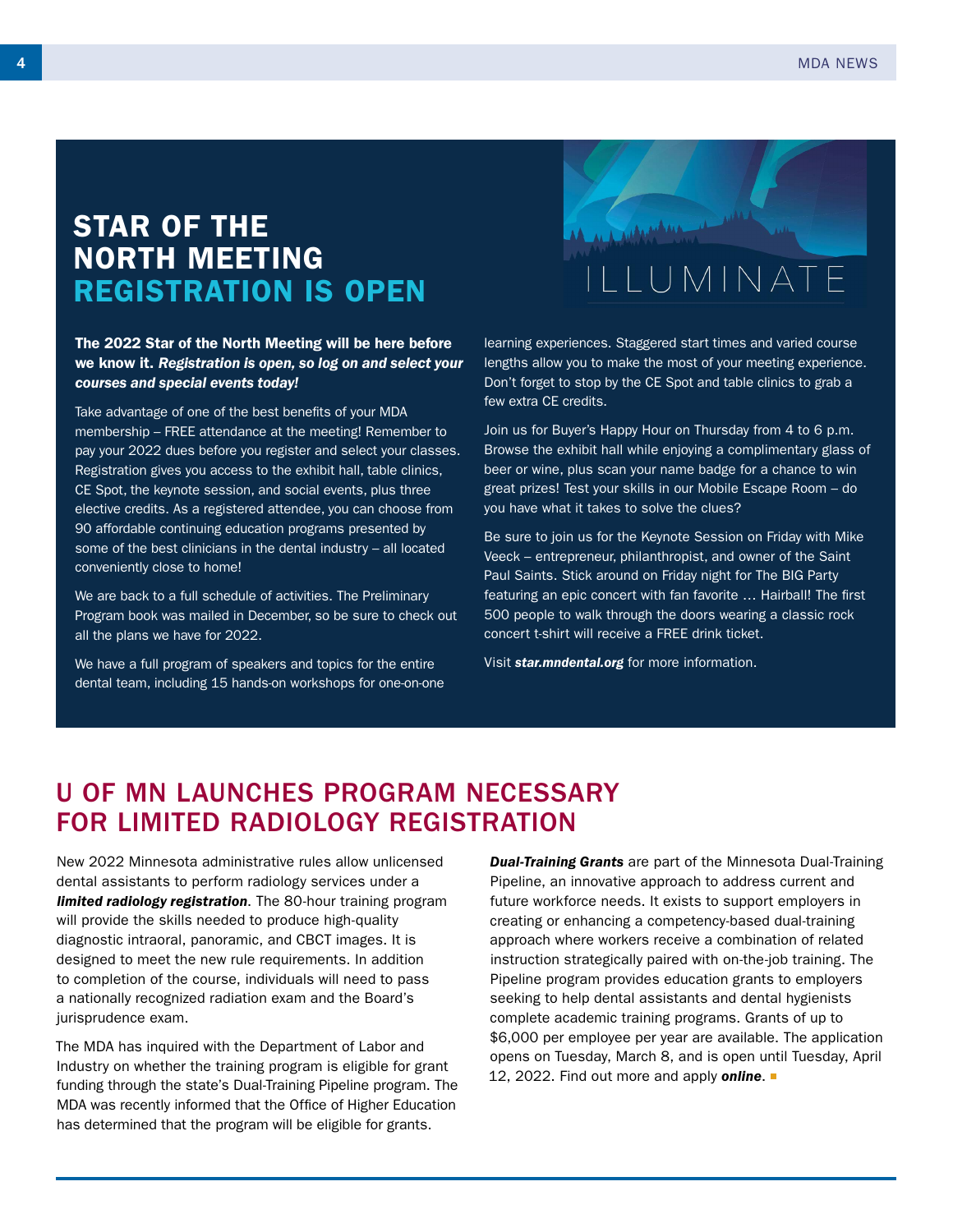## STAR OF THE NORTH MEETING REGISTRATION IS OPEN

ILLUMINATE

**The 2022 Star of the North Meeting will be here before we know it. *Registration is open, so log on and select your courses and special events today!***

Take advantage of one of the best benefits of your MDA membership – FREE attendance at the meeting! Remember to pay your 2022 dues before you register and select your classes. Registration gives you access to the exhibit hall, table clinics, CE Spot, the keynote session, and social events, plus three elective credits. As a registered attendee, you can choose from 90 affordable continuing education programs presented by some of the best clinicians in the dental industry – all located conveniently close to home!

We are back to a full schedule of activities. The Preliminary Program book was mailed in December, so be sure to check out all the plans we have for 2022.

We have a full program of speakers and topics for the entire dental team, including 15 hands-on workshops for one-on-one learning experiences. Staggered start times and varied course lengths allow you to make the most of your meeting experience. Don't forget to stop by the CE Spot and table clinics to grab a few extra CE credits.

Join us for Buyer's Happy Hour on Thursday from 4 to 6 p.m. Browse the exhibit hall while enjoying a complimentary glass of beer or wine, plus scan your name badge for a chance to win great prizes! Test your skills in our Mobile Escape Room – do you have what it takes to solve the clues?

Be sure to join us for the Keynote Session on Friday with Mike Veeck – entrepreneur, philanthropist, and owner of the Saint Paul Saints. Stick around on Friday night for The BIG Party featuring an epic concert with fan favorite … Hairball! The first 500 people to walk through the doors wearing a classic rock concert t-shirt will receive a FREE drink ticket.

Visit ***star.mndental.org*** for more information.

## U OF MN LAUNCHES PROGRAM NECESSARY FOR LIMITED RADIOLOGY REGISTRATION

New 2022 Minnesota administrative rules allow unlicensed dental assistants to perform radiology services under a ***limited radiology registration***. The 80-hour training program will provide the skills needed to produce high-quality diagnostic intraoral, panoramic, and CBCT images. It is designed to meet the new rule requirements. In addition to completion of the course, individuals will need to pass a nationally recognized radiation exam and the Board's jurisprudence exam.

The MDA has inquired with the Department of Labor and Industry on whether the training program is eligible for grant funding through the state's Dual-Training Pipeline program. The MDA was recently informed that the Office of Higher Education has determined that the program will be eligible for grants.

***Dual-Training Grants*** are part of the Minnesota Dual-Training Pipeline, an innovative approach to address current and future workforce needs. It exists to support employers in creating or enhancing a competency-based dual-training approach where workers receive a combination of related instruction strategically paired with on-the-job training. The Pipeline program provides education grants to employers seeking to help dental assistants and dental hygienists complete academic training programs. Grants of up to $6,000 per employee per year are available. The application opens on Tuesday, March 8, and is open until Tuesday, April 12, 2022. Find out more and apply ***online***.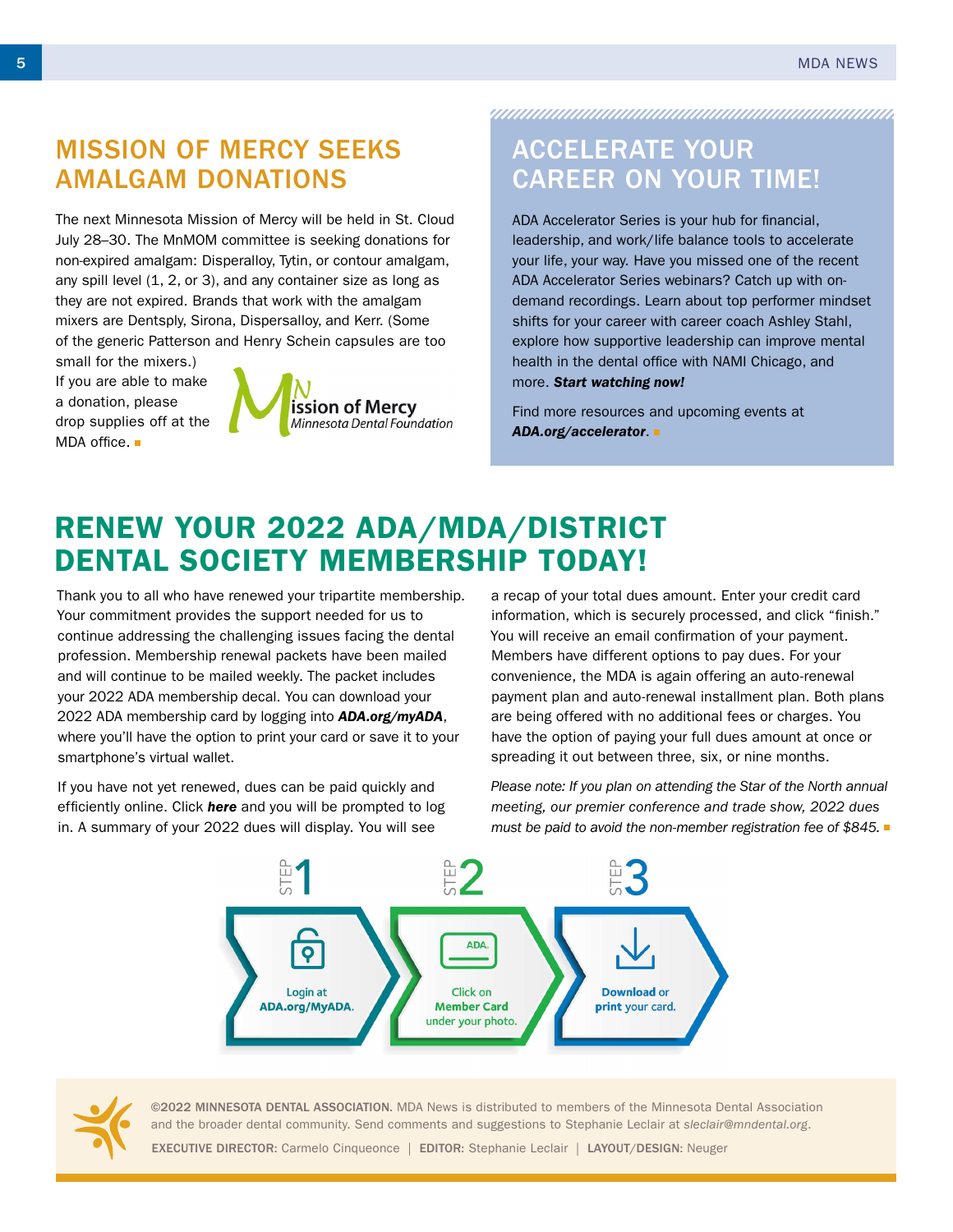## MISSION OF MERCY SEEKS AMALGAM DONATIONS

The next Minnesota Mission of Mercy will be held in St. Cloud July 28–30. The MnMOM committee is seeking donations for non-expired amalgam: Disperalloy, Tytin, or contour amalgam, any spill level (1, 2, or 3), and any container size as long as they are not expired. Brands that work with the amalgam mixers are Dentsply, Sirona, Dispersalloy, and Kerr. (Some of the generic Patterson and Henry Schein capsules are too small for the mixers.)

If you are able to make a donation, please drop supplies off at the MDA office.

Mission of Mercy
Minnesota Dental Foundation

## ACCELERATE YOUR CAREER ON YOUR TIME!

ADA Accelerator Series is your hub for financial, leadership, and work/life balance tools to accelerate your life, your way. Have you missed one of the recent ADA Accelerator Series webinars? Catch up with on-demand recordings. Learn about top performer mindset shifts for your career with career coach Ashley Stahl, explore how supportive leadership can improve mental health in the dental office with NAMI Chicago, and more. ***Start watching now!***

Find more resources and upcoming events at ***ADA.org/accelerator***.

## RENEW YOUR 2022 ADA/MDA/DISTRICT DENTAL SOCIETY MEMBERSHIP TODAY!

Thank you to all who have renewed your tripartite membership. Your commitment provides the support needed for us to continue addressing the challenging issues facing the dental profession. Membership renewal packets have been mailed and will continue to be mailed weekly. The packet includes your 2022 ADA membership decal. You can download your 2022 ADA membership card by logging into ***ADA.org/myADA***, where you'll have the option to print your card or save it to your smartphone's virtual wallet.

If you have not yet renewed, dues can be paid quickly and efficiently online. Click ***here*** and you will be prompted to log in. A summary of your 2022 dues will display. You will see a recap of your total dues amount. Enter your credit card information, which is securely processed, and click "finish." You will receive an email confirmation of your payment. Members have different options to pay dues. For your convenience, the MDA is again offering an auto-renewal payment plan and auto-renewal installment plan. Both plans are being offered with no additional fees or charges. You have the option of paying your full dues amount at once or spreading it out between three, six, or nine months.

*Please note: If you plan on attending the Star of the North annual meeting, our premier conference and trade show, 2022 dues must be paid to avoid the non-member registration fee of $845.*

STEP 1
Login at **ADA.org/MyADA.**

STEP 2
Click on **Member Card** under your photo.

STEP 3
**Download** or **print** your card.

**©2022 MINNESOTA DENTAL ASSOCIATION.** MDA News is distributed to members of the Minnesota Dental Association and the broader dental community. Send comments and suggestions to Stephanie Leclair at *sleclair@mndental.org*.

**EXECUTIVE DIRECTOR:** Carmelo Cinqueonce | **EDITOR:** Stephanie Leclair | **LAYOUT/DESIGN:** Neuger